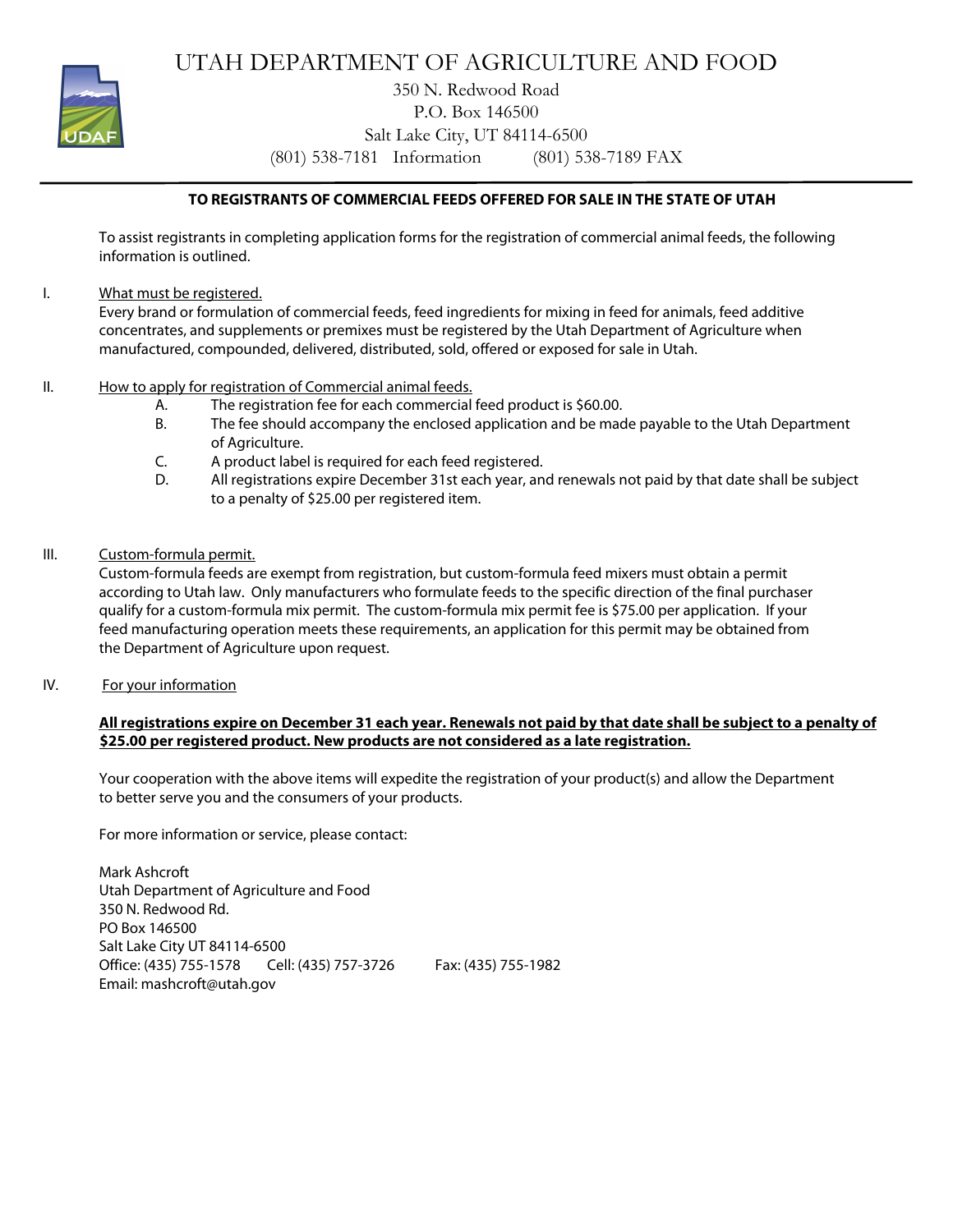# UTAH DEPARTMENT OF AGRICULTURE AND FOOD

350 N. Redwood Road
P.O. Box 146500
Salt Lake City, UT 84114-6500
(801) 538-7181 Information (801) 538-7189 FAX

---

**TO REGISTRANTS OF COMMERCIAL FEEDS OFFERED FOR SALE IN THE STATE OF UTAH**

To assist registrants in completing application forms for the registration of commercial animal feeds, the following information is outlined.

I. What must be registered.
Every brand or formulation of commercial feeds, feed ingredients for mixing in feed for animals, feed additive concentrates, and supplements or premixes must be registered by the Utah Department of Agriculture when manufactured, compounded, delivered, distributed, sold, offered or exposed for sale in Utah.

II. How to apply for registration of Commercial animal feeds.

A. The registration fee for each commercial feed product is $60.00.
B. The fee should accompany the enclosed application and be made payable to the Utah Department of Agriculture.
C. A product label is required for each feed registered.
D. All registrations expire December 31st each year, and renewals not paid by that date shall be subject to a penalty of $25.00 per registered item.

III. Custom-formula permit.
Custom-formula feeds are exempt from registration, but custom-formula feed mixers must obtain a permit according to Utah law. Only manufacturers who formulate feeds to the specific direction of the final purchaser qualify for a custom-formula mix permit. The custom-formula mix permit fee is $75.00 per application. If your feed manufacturing operation meets these requirements, an application for this permit may be obtained from the Department of Agriculture upon request.

IV. For your information

**All registrations expire on December 31 each year. Renewals not paid by that date shall be subject to a penalty of $25.00 per registered product. New products are not considered as a late registration.**

Your cooperation with the above items will expedite the registration of your product(s) and allow the Department to better serve you and the consumers of your products.

For more information or service, please contact:

Mark Ashcroft
Utah Department of Agriculture and Food
350 N. Redwood Rd.
PO Box 146500
Salt Lake City UT 84114-6500
Office: (435) 755-1578 Cell: (435) 757-3726 Fax: (435) 755-1982
Email: mashcroft@utah.gov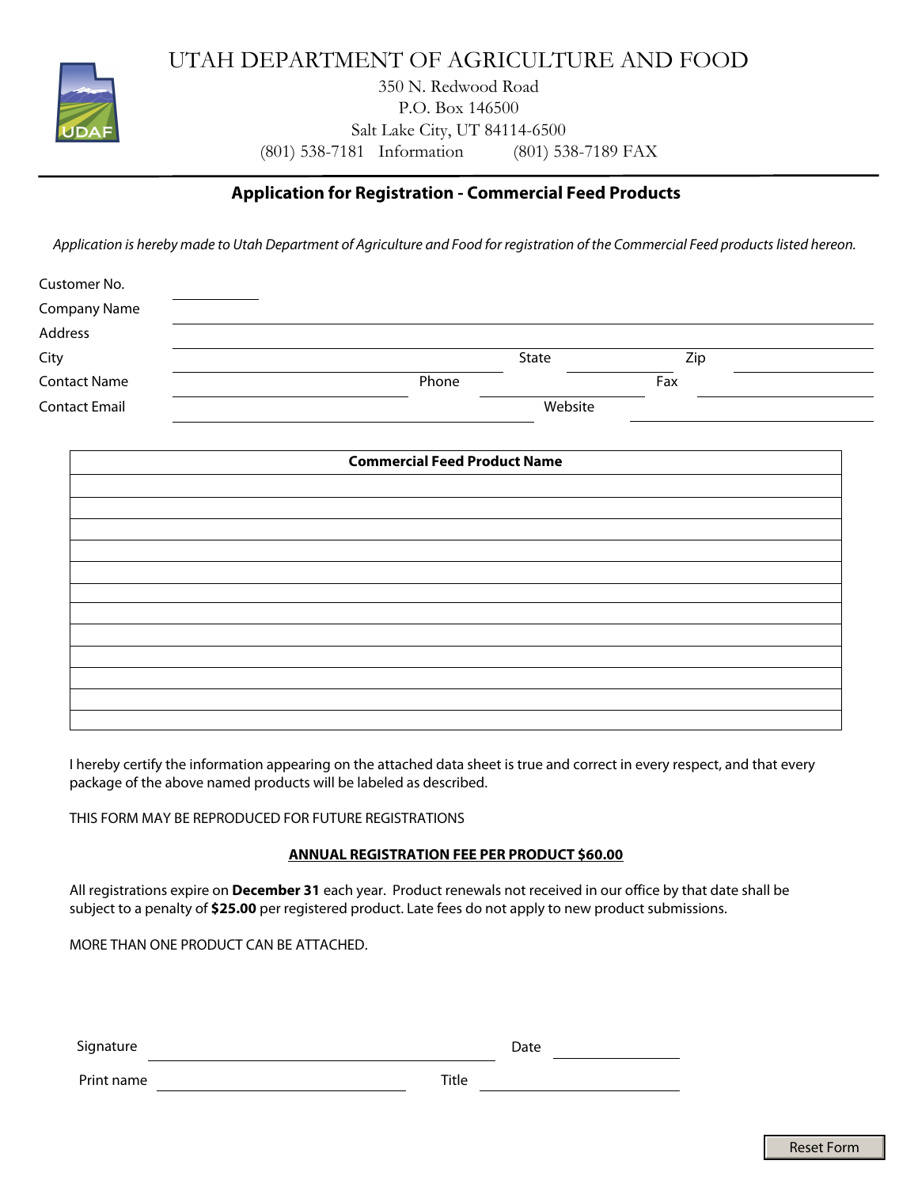# UTAH DEPARTMENT OF AGRICULTURE AND FOOD

350 N. Redwood Road
P.O. Box 146500
Salt Lake City, UT 84114-6500
(801) 538-7181 Information (801) 538-7189 FAX

## Application for Registration - Commercial Feed Products

*Application is hereby made to Utah Department of Agriculture and Food for registration of the Commercial Feed products listed hereon.*

Customer No. ____________

Company Name ____________

Address ____________

City ____________ State ____________ Zip ____________

Contact Name ____________ Phone ____________ Fax ____________

Contact Email ____________ Website ____________

| Commercial Feed Product Name |
|---|
| |
| |
| |
| |
| |
| |
| |
| |
| |
| |
| |
| |

I hereby certify the information appearing on the attached data sheet is true and correct in every respect, and that every package of the above named products will be labeled as described.

THIS FORM MAY BE REPRODUCED FOR FUTURE REGISTRATIONS

**ANNUAL REGISTRATION FEE PER PRODUCT $60.00**

All registrations expire on **December 31** each year. Product renewals not received in our office by that date shall be subject to a penalty of **$25.00** per registered product. Late fees do not apply to new product submissions.

MORE THAN ONE PRODUCT CAN BE ATTACHED.

Signature ____________ Date ____________

Print name ____________ Title ____________

Reset Form